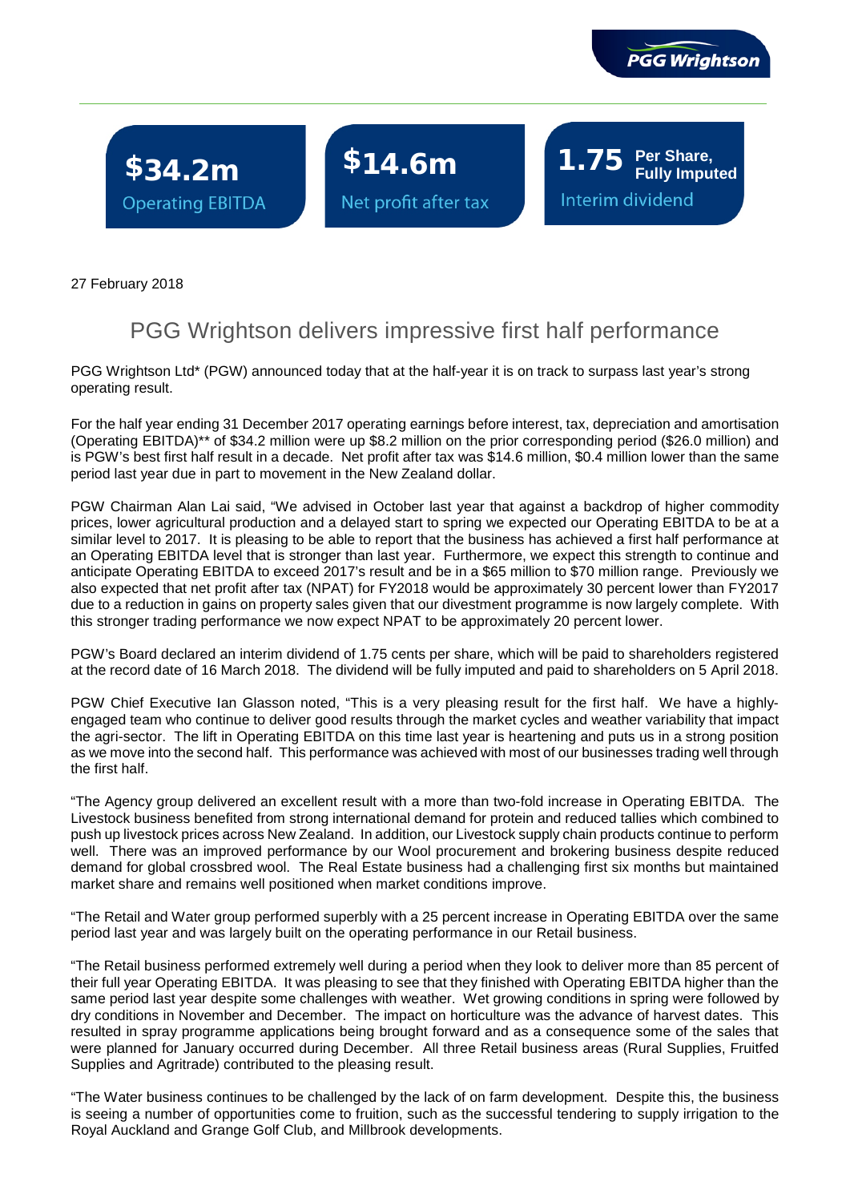PGG Wrightson

**$34.2m**
Operating EBITDA

**$14.6m**
Net profit after tax

**1.75** **Per Share, Fully Imputed**
Interim dividend

27 February 2018

# PGG Wrightson delivers impressive first half performance

PGG Wrightson Ltd* (PGW) announced today that at the half-year it is on track to surpass last year's strong operating result.

For the half year ending 31 December 2017 operating earnings before interest, tax, depreciation and amortisation (Operating EBITDA)** of $34.2 million were up $8.2 million on the prior corresponding period ($26.0 million) and is PGW's best first half result in a decade. Net profit after tax was $14.6 million, $0.4 million lower than the same period last year due in part to movement in the New Zealand dollar.

PGW Chairman Alan Lai said, "We advised in October last year that against a backdrop of higher commodity prices, lower agricultural production and a delayed start to spring we expected our Operating EBITDA to be at a similar level to 2017. It is pleasing to be able to report that the business has achieved a first half performance at an Operating EBITDA level that is stronger than last year. Furthermore, we expect this strength to continue and anticipate Operating EBITDA to exceed 2017's result and be in a $65 million to $70 million range. Previously we also expected that net profit after tax (NPAT) for FY2018 would be approximately 30 percent lower than FY2017 due to a reduction in gains on property sales given that our divestment programme is now largely complete. With this stronger trading performance we now expect NPAT to be approximately 20 percent lower.

PGW's Board declared an interim dividend of 1.75 cents per share, which will be paid to shareholders registered at the record date of 16 March 2018. The dividend will be fully imputed and paid to shareholders on 5 April 2018.

PGW Chief Executive Ian Glasson noted, "This is a very pleasing result for the first half. We have a highly-engaged team who continue to deliver good results through the market cycles and weather variability that impact the agri-sector. The lift in Operating EBITDA on this time last year is heartening and puts us in a strong position as we move into the second half. This performance was achieved with most of our businesses trading well through the first half.

"The Agency group delivered an excellent result with a more than two-fold increase in Operating EBITDA. The Livestock business benefited from strong international demand for protein and reduced tallies which combined to push up livestock prices across New Zealand. In addition, our Livestock supply chain products continue to perform well. There was an improved performance by our Wool procurement and brokering business despite reduced demand for global crossbred wool. The Real Estate business had a challenging first six months but maintained market share and remains well positioned when market conditions improve.

"The Retail and Water group performed superbly with a 25 percent increase in Operating EBITDA over the same period last year and was largely built on the operating performance in our Retail business.

"The Retail business performed extremely well during a period when they look to deliver more than 85 percent of their full year Operating EBITDA. It was pleasing to see that they finished with Operating EBITDA higher than the same period last year despite some challenges with weather. Wet growing conditions in spring were followed by dry conditions in November and December. The impact on horticulture was the advance of harvest dates. This resulted in spray programme applications being brought forward and as a consequence some of the sales that were planned for January occurred during December. All three Retail business areas (Rural Supplies, Fruitfed Supplies and Agritrade) contributed to the pleasing result.

"The Water business continues to be challenged by the lack of on farm development. Despite this, the business is seeing a number of opportunities come to fruition, such as the successful tendering to supply irrigation to the Royal Auckland and Grange Golf Club, and Millbrook developments.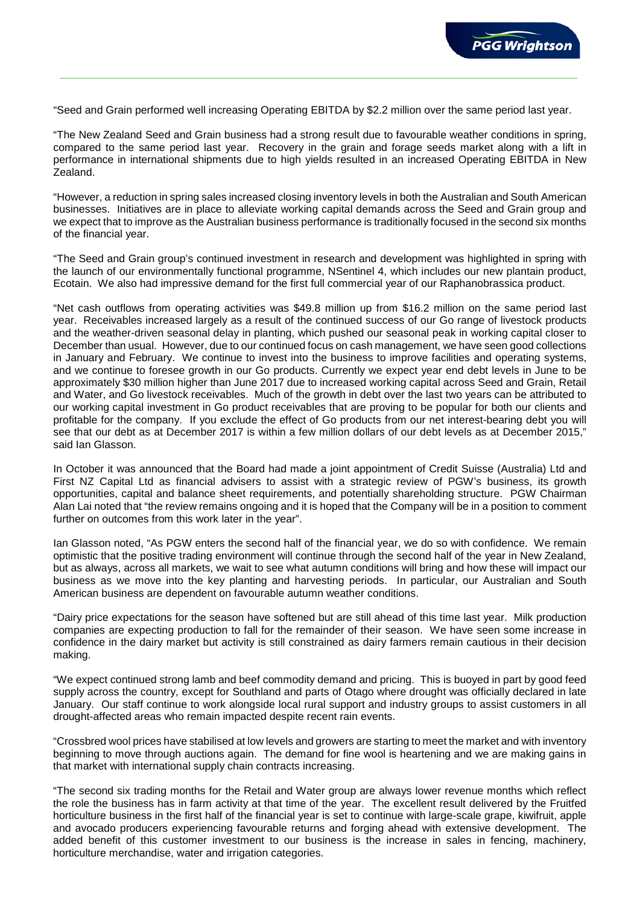"Seed and Grain performed well increasing Operating EBITDA by $2.2 million over the same period last year.

"The New Zealand Seed and Grain business had a strong result due to favourable weather conditions in spring, compared to the same period last year. Recovery in the grain and forage seeds market along with a lift in performance in international shipments due to high yields resulted in an increased Operating EBITDA in New Zealand.

"However, a reduction in spring sales increased closing inventory levels in both the Australian and South American businesses. Initiatives are in place to alleviate working capital demands across the Seed and Grain group and we expect that to improve as the Australian business performance is traditionally focused in the second six months of the financial year.

"The Seed and Grain group's continued investment in research and development was highlighted in spring with the launch of our environmentally functional programme, NSentinel 4, which includes our new plantain product, Ecotain. We also had impressive demand for the first full commercial year of our Raphanobrassica product.

"Net cash outflows from operating activities was $49.8 million up from $16.2 million on the same period last year. Receivables increased largely as a result of the continued success of our Go range of livestock products and the weather-driven seasonal delay in planting, which pushed our seasonal peak in working capital closer to December than usual. However, due to our continued focus on cash management, we have seen good collections in January and February. We continue to invest into the business to improve facilities and operating systems, and we continue to foresee growth in our Go products. Currently we expect year end debt levels in June to be approximately $30 million higher than June 2017 due to increased working capital across Seed and Grain, Retail and Water, and Go livestock receivables. Much of the growth in debt over the last two years can be attributed to our working capital investment in Go product receivables that are proving to be popular for both our clients and profitable for the company. If you exclude the effect of Go products from our net interest-bearing debt you will see that our debt as at December 2017 is within a few million dollars of our debt levels as at December 2015," said Ian Glasson.

In October it was announced that the Board had made a joint appointment of Credit Suisse (Australia) Ltd and First NZ Capital Ltd as financial advisers to assist with a strategic review of PGW's business, its growth opportunities, capital and balance sheet requirements, and potentially shareholding structure. PGW Chairman Alan Lai noted that "the review remains ongoing and it is hoped that the Company will be in a position to comment further on outcomes from this work later in the year".

Ian Glasson noted, "As PGW enters the second half of the financial year, we do so with confidence. We remain optimistic that the positive trading environment will continue through the second half of the year in New Zealand, but as always, across all markets, we wait to see what autumn conditions will bring and how these will impact our business as we move into the key planting and harvesting periods. In particular, our Australian and South American business are dependent on favourable autumn weather conditions.

"Dairy price expectations for the season have softened but are still ahead of this time last year. Milk production companies are expecting production to fall for the remainder of their season. We have seen some increase in confidence in the dairy market but activity is still constrained as dairy farmers remain cautious in their decision making.

"We expect continued strong lamb and beef commodity demand and pricing. This is buoyed in part by good feed supply across the country, except for Southland and parts of Otago where drought was officially declared in late January. Our staff continue to work alongside local rural support and industry groups to assist customers in all drought-affected areas who remain impacted despite recent rain events.

"Crossbred wool prices have stabilised at low levels and growers are starting to meet the market and with inventory beginning to move through auctions again. The demand for fine wool is heartening and we are making gains in that market with international supply chain contracts increasing.

"The second six trading months for the Retail and Water group are always lower revenue months which reflect the role the business has in farm activity at that time of the year. The excellent result delivered by the Fruitfed horticulture business in the first half of the financial year is set to continue with large-scale grape, kiwifruit, apple and avocado producers experiencing favourable returns and forging ahead with extensive development. The added benefit of this customer investment to our business is the increase in sales in fencing, machinery, horticulture merchandise, water and irrigation categories.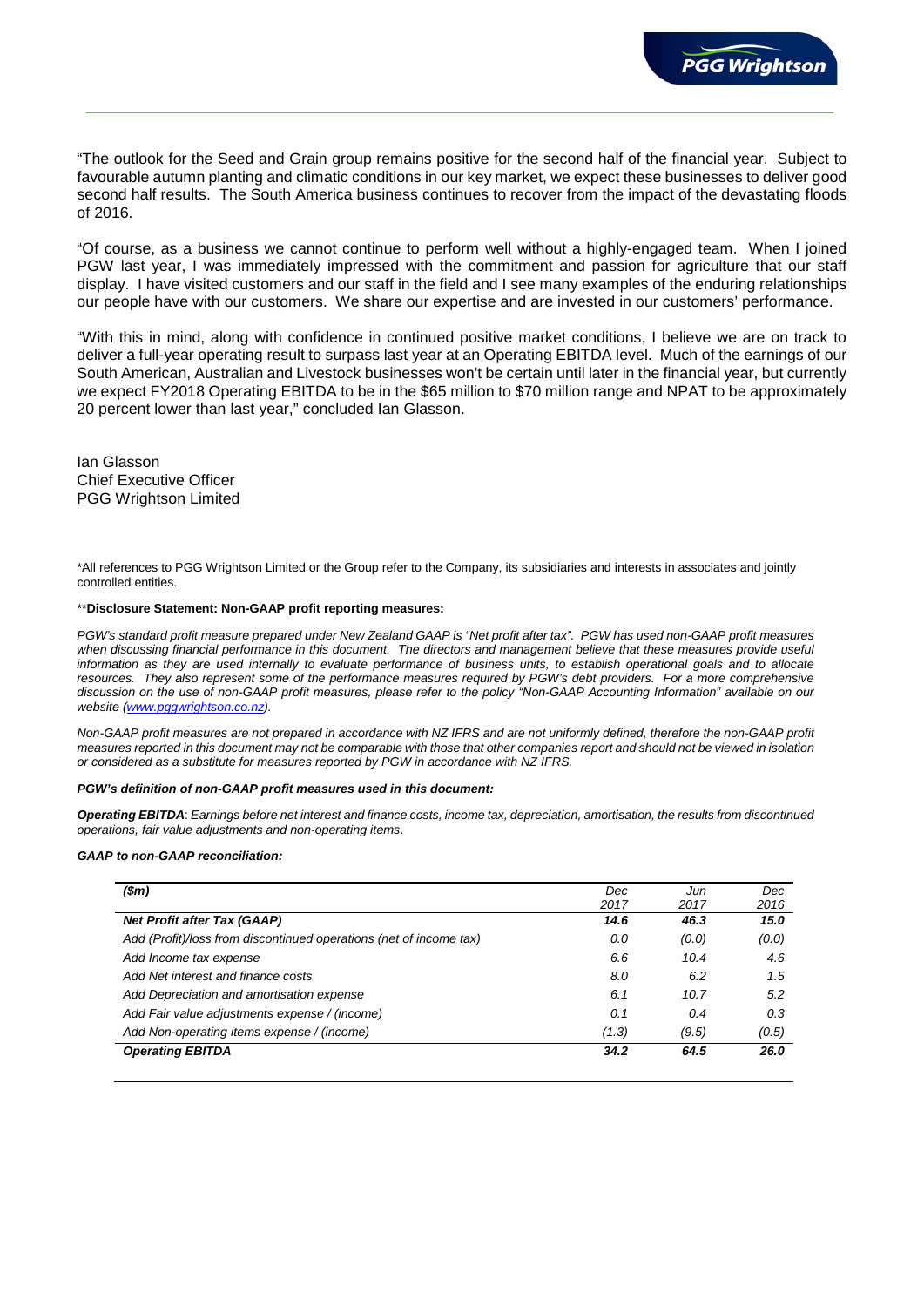"The outlook for the Seed and Grain group remains positive for the second half of the financial year. Subject to favourable autumn planting and climatic conditions in our key market, we expect these businesses to deliver good second half results. The South America business continues to recover from the impact of the devastating floods of 2016.

"Of course, as a business we cannot continue to perform well without a highly-engaged team. When I joined PGW last year, I was immediately impressed with the commitment and passion for agriculture that our staff display. I have visited customers and our staff in the field and I see many examples of the enduring relationships our people have with our customers. We share our expertise and are invested in our customers' performance.

"With this in mind, along with confidence in continued positive market conditions, I believe we are on track to deliver a full-year operating result to surpass last year at an Operating EBITDA level. Much of the earnings of our South American, Australian and Livestock businesses won't be certain until later in the financial year, but currently we expect FY2018 Operating EBITDA to be in the $65 million to $70 million range and NPAT to be approximately 20 percent lower than last year," concluded Ian Glasson.

Ian Glasson
Chief Executive Officer
PGG Wrightson Limited

*All references to PGG Wrightson Limited or the Group refer to the Company, its subsidiaries and interests in associates and jointly controlled entities.

****Disclosure Statement: Non-GAAP profit reporting measures:**

*PGW's standard profit measure prepared under New Zealand GAAP is "Net profit after tax". PGW has used non-GAAP profit measures when discussing financial performance in this document. The directors and management believe that these measures provide useful information as they are used internally to evaluate performance of business units, to establish operational goals and to allocate resources. They also represent some of the performance measures required by PGW's debt providers. For a more comprehensive discussion on the use of non-GAAP profit measures, please refer to the policy "Non-GAAP Accounting Information" available on our website (www.pggwrightson.co.nz).*

*Non-GAAP profit measures are not prepared in accordance with NZ IFRS and are not uniformly defined, therefore the non-GAAP profit measures reported in this document may not be comparable with those that other companies report and should not be viewed in isolation or considered as a substitute for measures reported by PGW in accordance with NZ IFRS.*

***PGW's definition of non-GAAP profit measures used in this document:***

***Operating EBITDA**: Earnings before net interest and finance costs, income tax, depreciation, amortisation, the results from discontinued operations, fair value adjustments and non-operating items.*

***GAAP to non-GAAP reconciliation:***

| *($m)* | *Dec 2017* | *Jun 2017* | *Dec 2016* |
|---|---|---|---|
| ***Net Profit after Tax (GAAP)*** | ***14.6*** | ***46.3*** | ***15.0*** |
| *Add (Profit)/loss from discontinued operations (net of income tax)* | *0.0* | *(0.0)* | *(0.0)* |
| *Add Income tax expense* | *6.6* | *10.4* | *4.6* |
| *Add Net interest and finance costs* | *8.0* | *6.2* | *1.5* |
| *Add Depreciation and amortisation expense* | *6.1* | *10.7* | *5.2* |
| *Add Fair value adjustments expense / (income)* | *0.1* | *0.4* | *0.3* |
| *Add Non-operating items expense / (income)* | *(1.3)* | *(9.5)* | *(0.5)* |
| ***Operating EBITDA*** | ***34.2*** | ***64.5*** | ***26.0*** |